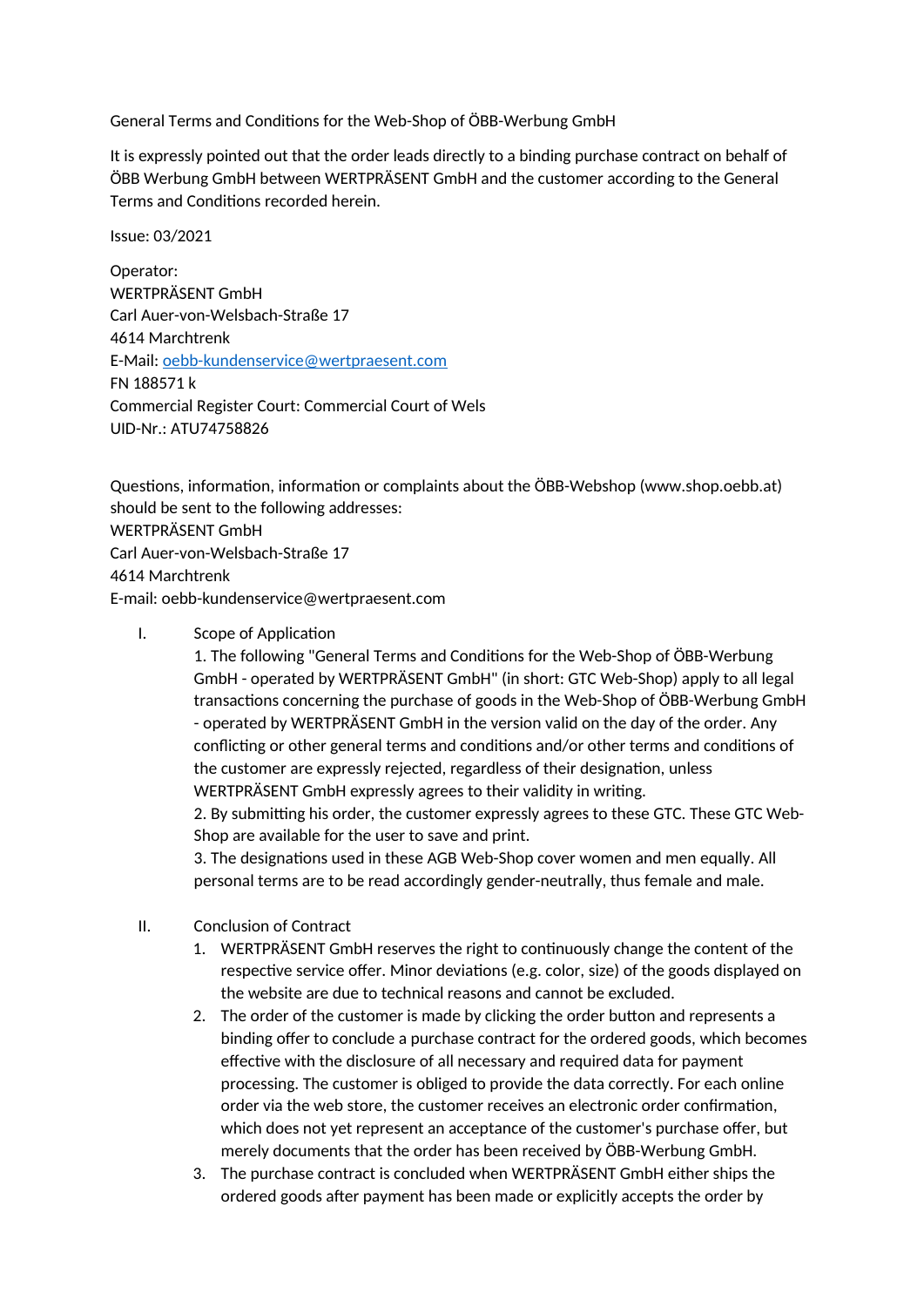# General Terms and Conditions for the Web-Shop of ÖBB-Werbung GmbH

It is expressly pointed out that the order leads directly to a binding purchase contract on behalf of ÖBB Werbung GmbH between WERTPRÄSENT GmbH and the customer according to the General Terms and Conditions recorded herein.

Issue: 03/2021

Operator:
WERTPRÄSENT GmbH
Carl Auer-von-Welsbach-Straße 17
4614 Marchtrenk
E-Mail: oebb-kundenservice@wertpraesent.com
FN 188571 k
Commercial Register Court: Commercial Court of Wels
UID-Nr.: ATU74758826

Questions, information, information or complaints about the ÖBB-Webshop (www.shop.oebb.at) should be sent to the following addresses:
WERTPRÄSENT GmbH
Carl Auer-von-Welsbach-Straße 17
4614 Marchtrenk
E-mail: oebb-kundenservice@wertpraesent.com

## I. Scope of Application

1. The following "General Terms and Conditions for the Web-Shop of ÖBB-Werbung GmbH - operated by WERTPRÄSENT GmbH" (in short: GTC Web-Shop) apply to all legal transactions concerning the purchase of goods in the Web-Shop of ÖBB-Werbung GmbH - operated by WERTPRÄSENT GmbH in the version valid on the day of the order. Any conflicting or other general terms and conditions and/or other terms and conditions of the customer are expressly rejected, regardless of their designation, unless WERTPRÄSENT GmbH expressly agrees to their validity in writing.
2. By submitting his order, the customer expressly agrees to these GTC. These GTC Web-Shop are available for the user to save and print.
3. The designations used in these AGB Web-Shop cover women and men equally. All personal terms are to be read accordingly gender-neutrally, thus female and male.

## II. Conclusion of Contract

1. WERTPRÄSENT GmbH reserves the right to continuously change the content of the respective service offer. Minor deviations (e.g. color, size) of the goods displayed on the website are due to technical reasons and cannot be excluded.
2. The order of the customer is made by clicking the order button and represents a binding offer to conclude a purchase contract for the ordered goods, which becomes effective with the disclosure of all necessary and required data for payment processing. The customer is obliged to provide the data correctly. For each online order via the web store, the customer receives an electronic order confirmation, which does not yet represent an acceptance of the customer's purchase offer, but merely documents that the order has been received by ÖBB-Werbung GmbH.
3. The purchase contract is concluded when WERTPRÄSENT GmbH either ships the ordered goods after payment has been made or explicitly accepts the order by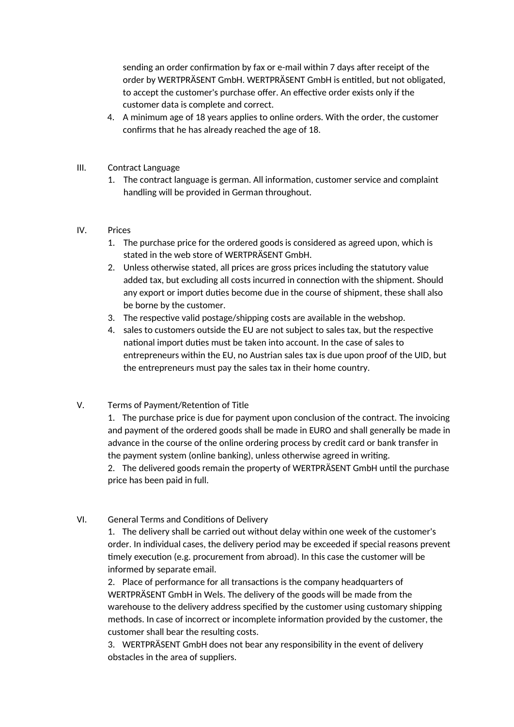sending an order confirmation by fax or e-mail within 7 days after receipt of the order by WERTPRÄSENT GmbH. WERTPRÄSENT GmbH is entitled, but not obligated, to accept the customer's purchase offer. An effective order exists only if the customer data is complete and correct.

4. A minimum age of 18 years applies to online orders. With the order, the customer confirms that he has already reached the age of 18.

## III. Contract Language

1. The contract language is german. All information, customer service and complaint handling will be provided in German throughout.

## IV. Prices

1. The purchase price for the ordered goods is considered as agreed upon, which is stated in the web store of WERTPRÄSENT GmbH.
2. Unless otherwise stated, all prices are gross prices including the statutory value added tax, but excluding all costs incurred in connection with the shipment. Should any export or import duties become due in the course of shipment, these shall also be borne by the customer.
3. The respective valid postage/shipping costs are available in the webshop.
4. sales to customers outside the EU are not subject to sales tax, but the respective national import duties must be taken into account. In the case of sales to entrepreneurs within the EU, no Austrian sales tax is due upon proof of the UID, but the entrepreneurs must pay the sales tax in their home country.

## V. Terms of Payment/Retention of Title

1. The purchase price is due for payment upon conclusion of the contract. The invoicing and payment of the ordered goods shall be made in EURO and shall generally be made in advance in the course of the online ordering process by credit card or bank transfer in the payment system (online banking), unless otherwise agreed in writing.
2. The delivered goods remain the property of WERTPRÄSENT GmbH until the purchase price has been paid in full.

## VI. General Terms and Conditions of Delivery

1. The delivery shall be carried out without delay within one week of the customer's order. In individual cases, the delivery period may be exceeded if special reasons prevent timely execution (e.g. procurement from abroad). In this case the customer will be informed by separate email.
2. Place of performance for all transactions is the company headquarters of WERTPRÄSENT GmbH in Wels. The delivery of the goods will be made from the warehouse to the delivery address specified by the customer using customary shipping methods. In case of incorrect or incomplete information provided by the customer, the customer shall bear the resulting costs.
3. WERTPRÄSENT GmbH does not bear any responsibility in the event of delivery obstacles in the area of suppliers.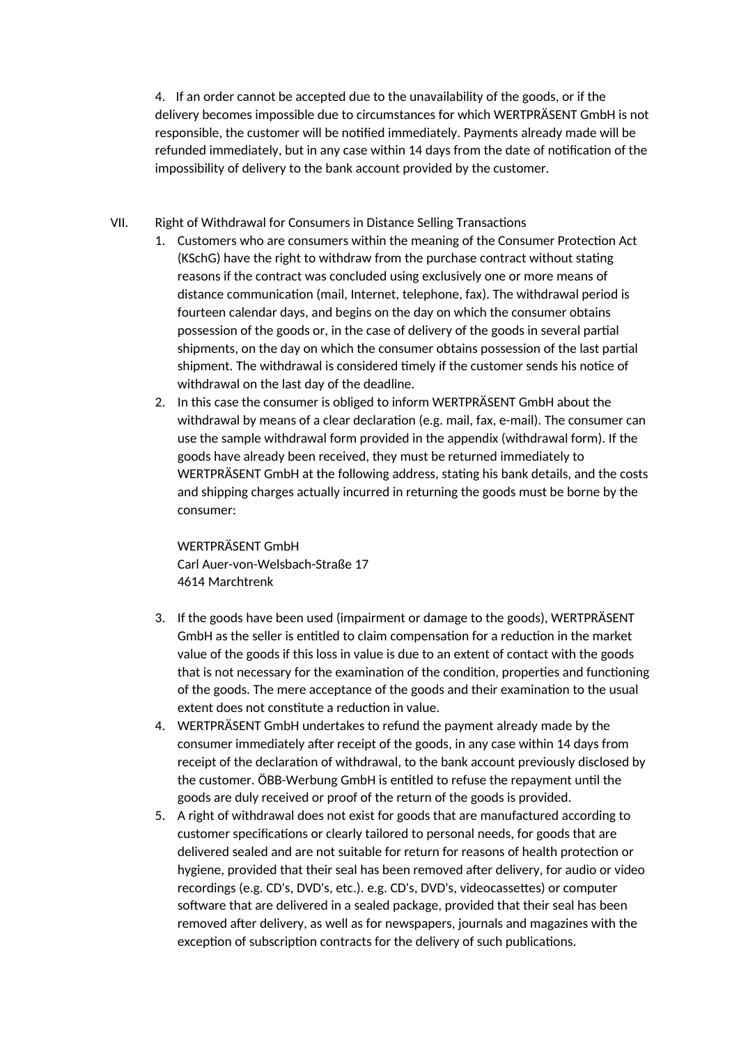4. If an order cannot be accepted due to the unavailability of the goods, or if the delivery becomes impossible due to circumstances for which WERTPRÄSENT GmbH is not responsible, the customer will be notified immediately. Payments already made will be refunded immediately, but in any case within 14 days from the date of notification of the impossibility of delivery to the bank account provided by the customer.

## VII. Right of Withdrawal for Consumers in Distance Selling Transactions

1. Customers who are consumers within the meaning of the Consumer Protection Act (KSchG) have the right to withdraw from the purchase contract without stating reasons if the contract was concluded using exclusively one or more means of distance communication (mail, Internet, telephone, fax). The withdrawal period is fourteen calendar days, and begins on the day on which the consumer obtains possession of the goods or, in the case of delivery of the goods in several partial shipments, on the day on which the consumer obtains possession of the last partial shipment. The withdrawal is considered timely if the customer sends his notice of withdrawal on the last day of the deadline.
2. In this case the consumer is obliged to inform WERTPRÄSENT GmbH about the withdrawal by means of a clear declaration (e.g. mail, fax, e-mail). The consumer can use the sample withdrawal form provided in the appendix (withdrawal form). If the goods have already been received, they must be returned immediately to WERTPRÄSENT GmbH at the following address, stating his bank details, and the costs and shipping charges actually incurred in returning the goods must be borne by the consumer:

   WERTPRÄSENT GmbH
   Carl Auer-von-Welsbach-Straße 17
   4614 Marchtrenk

3. If the goods have been used (impairment or damage to the goods), WERTPRÄSENT GmbH as the seller is entitled to claim compensation for a reduction in the market value of the goods if this loss in value is due to an extent of contact with the goods that is not necessary for the examination of the condition, properties and functioning of the goods. The mere acceptance of the goods and their examination to the usual extent does not constitute a reduction in value.
4. WERTPRÄSENT GmbH undertakes to refund the payment already made by the consumer immediately after receipt of the goods, in any case within 14 days from receipt of the declaration of withdrawal, to the bank account previously disclosed by the customer. ÖBB-Werbung GmbH is entitled to refuse the repayment until the goods are duly received or proof of the return of the goods is provided.
5. A right of withdrawal does not exist for goods that are manufactured according to customer specifications or clearly tailored to personal needs, for goods that are delivered sealed and are not suitable for return for reasons of health protection or hygiene, provided that their seal has been removed after delivery, for audio or video recordings (e.g. CD's, DVD's, etc.). e.g. CD's, DVD's, videocassettes) or computer software that are delivered in a sealed package, provided that their seal has been removed after delivery, as well as for newspapers, journals and magazines with the exception of subscription contracts for the delivery of such publications.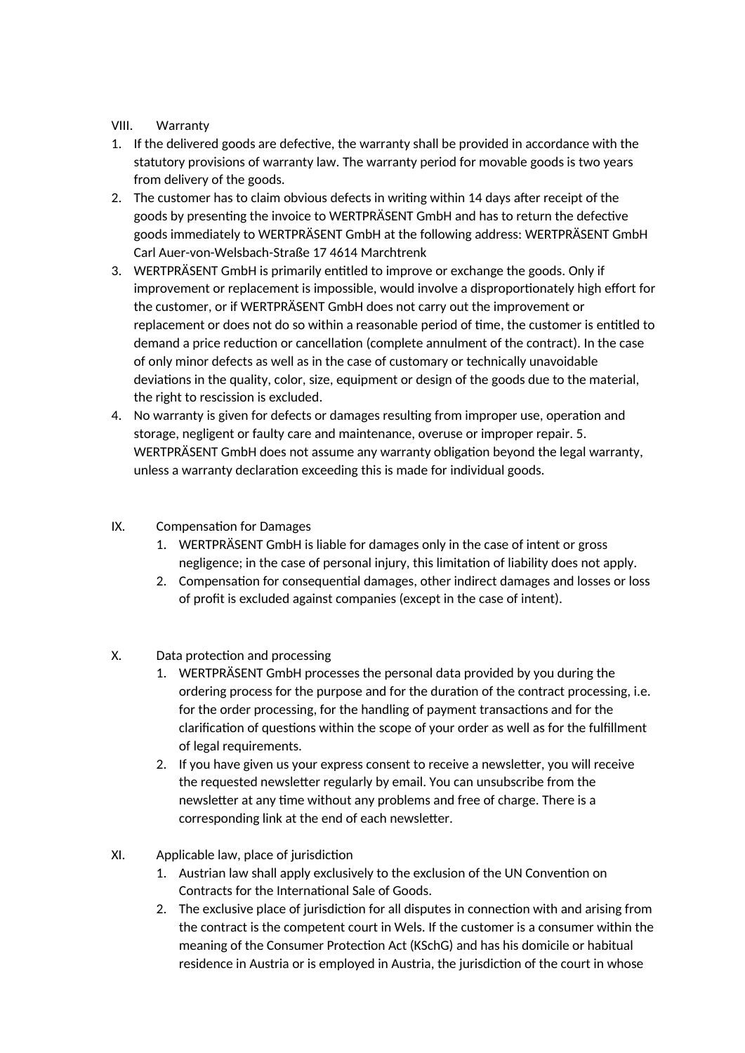## VIII. Warranty

1. If the delivered goods are defective, the warranty shall be provided in accordance with the statutory provisions of warranty law. The warranty period for movable goods is two years from delivery of the goods.
2. The customer has to claim obvious defects in writing within 14 days after receipt of the goods by presenting the invoice to WERTPRÄSENT GmbH and has to return the defective goods immediately to WERTPRÄSENT GmbH at the following address: WERTPRÄSENT GmbH Carl Auer-von-Welsbach-Straße 17 4614 Marchtrenk
3. WERTPRÄSENT GmbH is primarily entitled to improve or exchange the goods. Only if improvement or replacement is impossible, would involve a disproportionately high effort for the customer, or if WERTPRÄSENT GmbH does not carry out the improvement or replacement or does not do so within a reasonable period of time, the customer is entitled to demand a price reduction or cancellation (complete annulment of the contract). In the case of only minor defects as well as in the case of customary or technically unavoidable deviations in the quality, color, size, equipment or design of the goods due to the material, the right to rescission is excluded.
4. No warranty is given for defects or damages resulting from improper use, operation and storage, negligent or faulty care and maintenance, overuse or improper repair. 5. WERTPRÄSENT GmbH does not assume any warranty obligation beyond the legal warranty, unless a warranty declaration exceeding this is made for individual goods.

## IX. Compensation for Damages

1. WERTPRÄSENT GmbH is liable for damages only in the case of intent or gross negligence; in the case of personal injury, this limitation of liability does not apply.
2. Compensation for consequential damages, other indirect damages and losses or loss of profit is excluded against companies (except in the case of intent).

## X. Data protection and processing

1. WERTPRÄSENT GmbH processes the personal data provided by you during the ordering process for the purpose and for the duration of the contract processing, i.e. for the order processing, for the handling of payment transactions and for the clarification of questions within the scope of your order as well as for the fulfillment of legal requirements.
2. If you have given us your express consent to receive a newsletter, you will receive the requested newsletter regularly by email. You can unsubscribe from the newsletter at any time without any problems and free of charge. There is a corresponding link at the end of each newsletter.

## XI. Applicable law, place of jurisdiction

1. Austrian law shall apply exclusively to the exclusion of the UN Convention on Contracts for the International Sale of Goods.
2. The exclusive place of jurisdiction for all disputes in connection with and arising from the contract is the competent court in Wels. If the customer is a consumer within the meaning of the Consumer Protection Act (KSchG) and has his domicile or habitual residence in Austria or is employed in Austria, the jurisdiction of the court in whose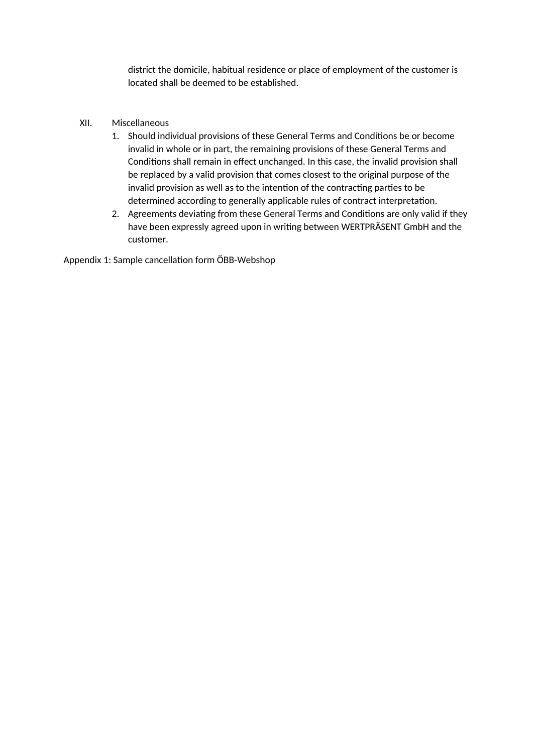district the domicile, habitual residence or place of employment of the customer is located shall be deemed to be established.

XII. Miscellaneous

1. Should individual provisions of these General Terms and Conditions be or become invalid in whole or in part, the remaining provisions of these General Terms and Conditions shall remain in effect unchanged. In this case, the invalid provision shall be replaced by a valid provision that comes closest to the original purpose of the invalid provision as well as to the intention of the contracting parties to be determined according to generally applicable rules of contract interpretation.
2. Agreements deviating from these General Terms and Conditions are only valid if they have been expressly agreed upon in writing between WERTPRÄSENT GmbH and the customer.

Appendix 1: Sample cancellation form ÖBB-Webshop